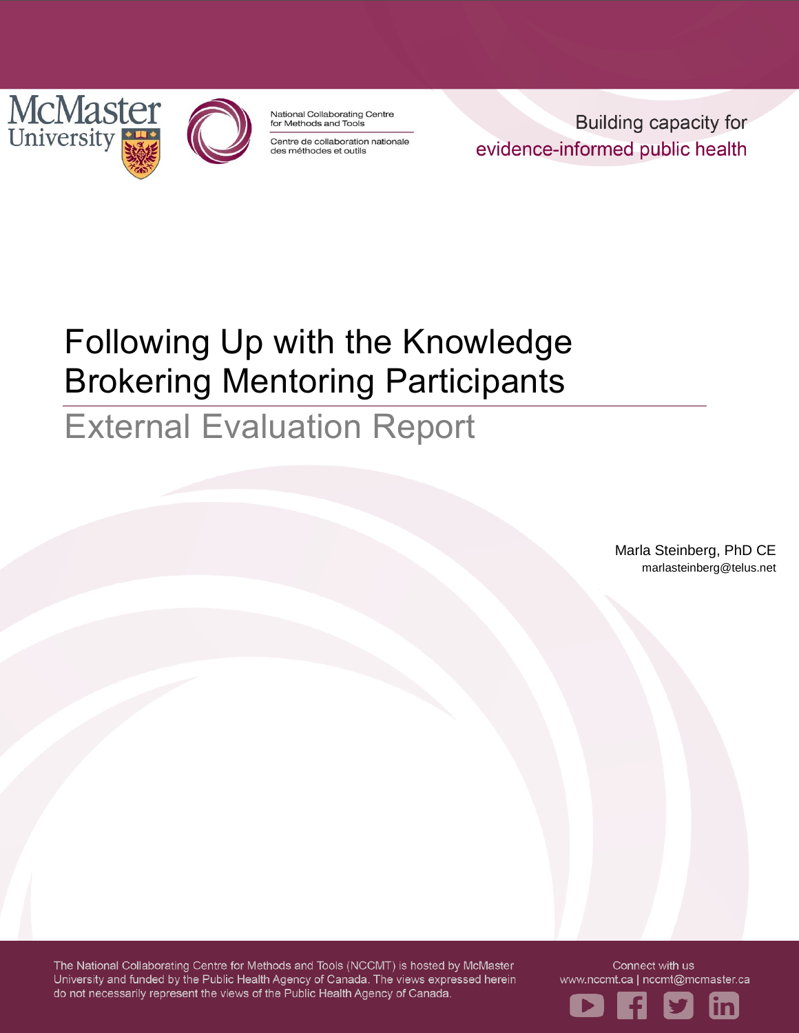McMaster University

National Collaborating Centre for Methods and Tools

Centre de collaboration nationale des méthodes et outils

Building capacity for evidence-informed public health

# Following Up with the Knowledge Brokering Mentoring Participants

## External Evaluation Report

Marla Steinberg, PhD CE
marlasteinberg@telus.net

The National Collaborating Centre for Methods and Tools (NCCMT) is hosted by McMaster University and funded by the Public Health Agency of Canada. The views expressed herein do not necessarily represent the views of the Public Health Agency of Canada.

Connect with us
www.nccmt.ca | nccmt@mcmaster.ca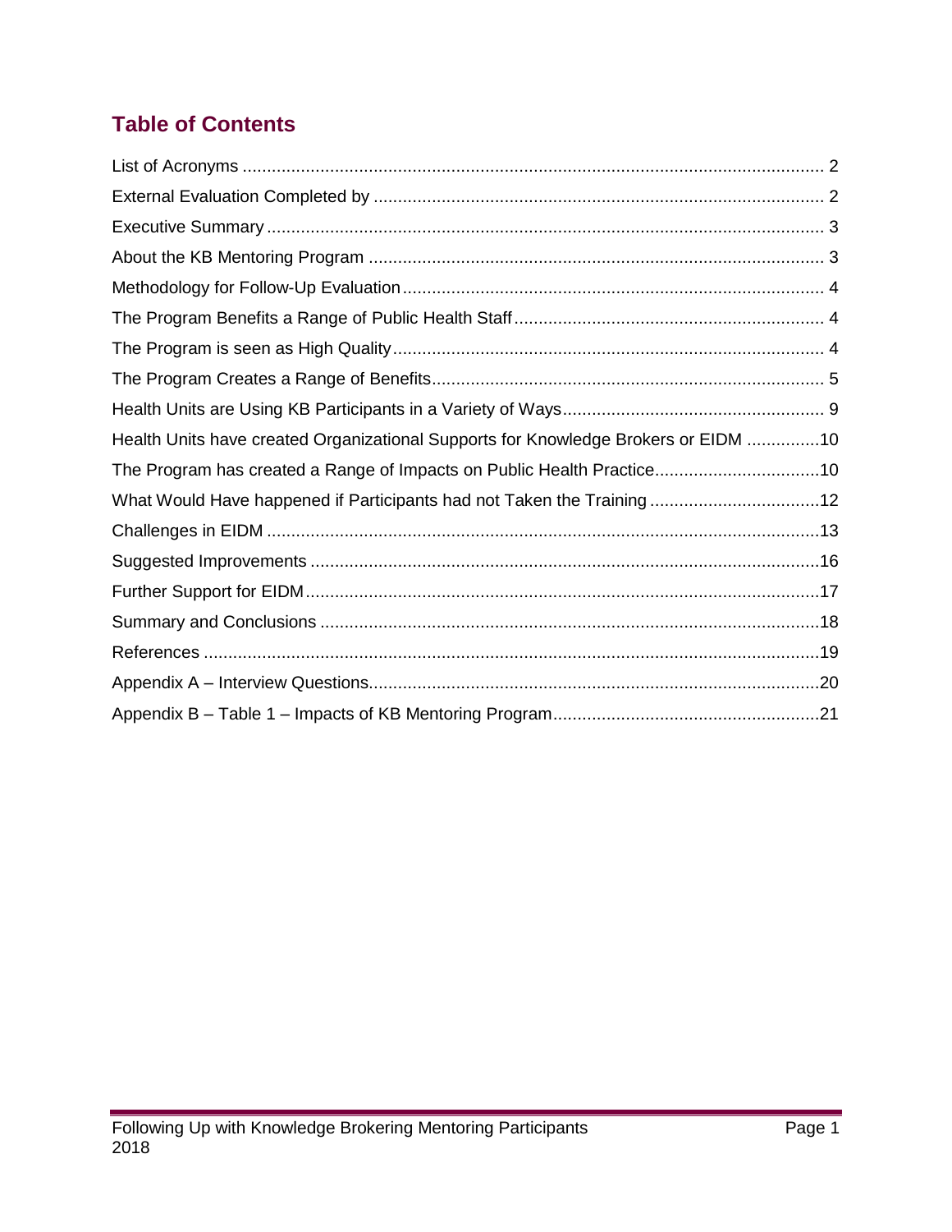## Table of Contents

List of Acronyms ........................................................................................................ 2
External Evaluation Completed by ............................................................................. 2
Executive Summary ................................................................................................... 3
About the KB Mentoring Program .............................................................................. 3
Methodology for Follow-Up Evaluation ...................................................................... 4
The Program Benefits a Range of Public Health Staff ................................................ 4
The Program is seen as High Quality ......................................................................... 4
The Program Creates a Range of Benefits ................................................................. 5
Health Units are Using KB Participants in a Variety of Ways ...................................... 9
Health Units have created Organizational Supports for Knowledge Brokers or EIDM ...............10
The Program has created a Range of Impacts on Public Health Practice ..................................10
What Would Have happened if Participants had not Taken the Training ...................................12
Challenges in EIDM .................................................................................................13
Suggested Improvements ........................................................................................16
Further Support for EIDM .........................................................................................17
Summary and Conclusions ......................................................................................18
References ..............................................................................................................19
Appendix A – Interview Questions ............................................................................20
Appendix B – Table 1 – Impacts of KB Mentoring Program ......................................21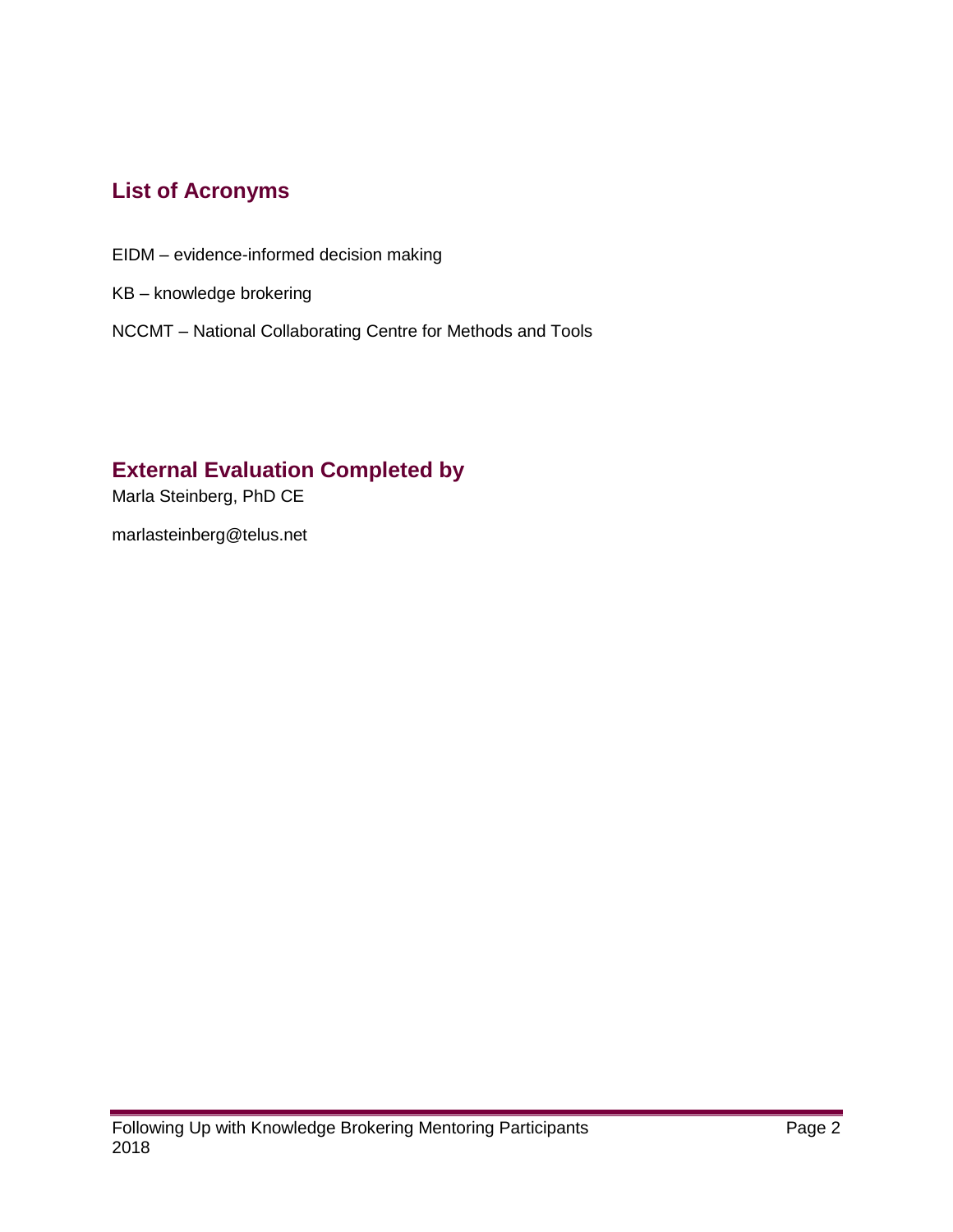## List of Acronyms

EIDM – evidence-informed decision making

KB – knowledge brokering

NCCMT – National Collaborating Centre for Methods and Tools

## External Evaluation Completed by

Marla Steinberg, PhD CE

marlasteinberg@telus.net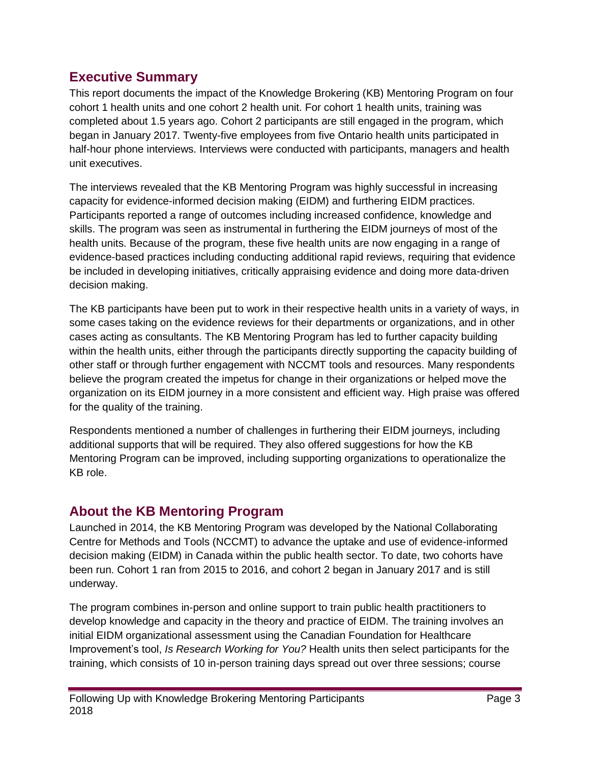## Executive Summary

This report documents the impact of the Knowledge Brokering (KB) Mentoring Program on four cohort 1 health units and one cohort 2 health unit. For cohort 1 health units, training was completed about 1.5 years ago. Cohort 2 participants are still engaged in the program, which began in January 2017. Twenty-five employees from five Ontario health units participated in half-hour phone interviews. Interviews were conducted with participants, managers and health unit executives.

The interviews revealed that the KB Mentoring Program was highly successful in increasing capacity for evidence-informed decision making (EIDM) and furthering EIDM practices. Participants reported a range of outcomes including increased confidence, knowledge and skills. The program was seen as instrumental in furthering the EIDM journeys of most of the health units. Because of the program, these five health units are now engaging in a range of evidence-based practices including conducting additional rapid reviews, requiring that evidence be included in developing initiatives, critically appraising evidence and doing more data-driven decision making.

The KB participants have been put to work in their respective health units in a variety of ways, in some cases taking on the evidence reviews for their departments or organizations, and in other cases acting as consultants. The KB Mentoring Program has led to further capacity building within the health units, either through the participants directly supporting the capacity building of other staff or through further engagement with NCCMT tools and resources. Many respondents believe the program created the impetus for change in their organizations or helped move the organization on its EIDM journey in a more consistent and efficient way. High praise was offered for the quality of the training.

Respondents mentioned a number of challenges in furthering their EIDM journeys, including additional supports that will be required. They also offered suggestions for how the KB Mentoring Program can be improved, including supporting organizations to operationalize the KB role.

## About the KB Mentoring Program

Launched in 2014, the KB Mentoring Program was developed by the National Collaborating Centre for Methods and Tools (NCCMT) to advance the uptake and use of evidence-informed decision making (EIDM) in Canada within the public health sector. To date, two cohorts have been run. Cohort 1 ran from 2015 to 2016, and cohort 2 began in January 2017 and is still underway.

The program combines in-person and online support to train public health practitioners to develop knowledge and capacity in the theory and practice of EIDM. The training involves an initial EIDM organizational assessment using the Canadian Foundation for Healthcare Improvement's tool, *Is Research Working for You?* Health units then select participants for the training, which consists of 10 in-person training days spread out over three sessions; course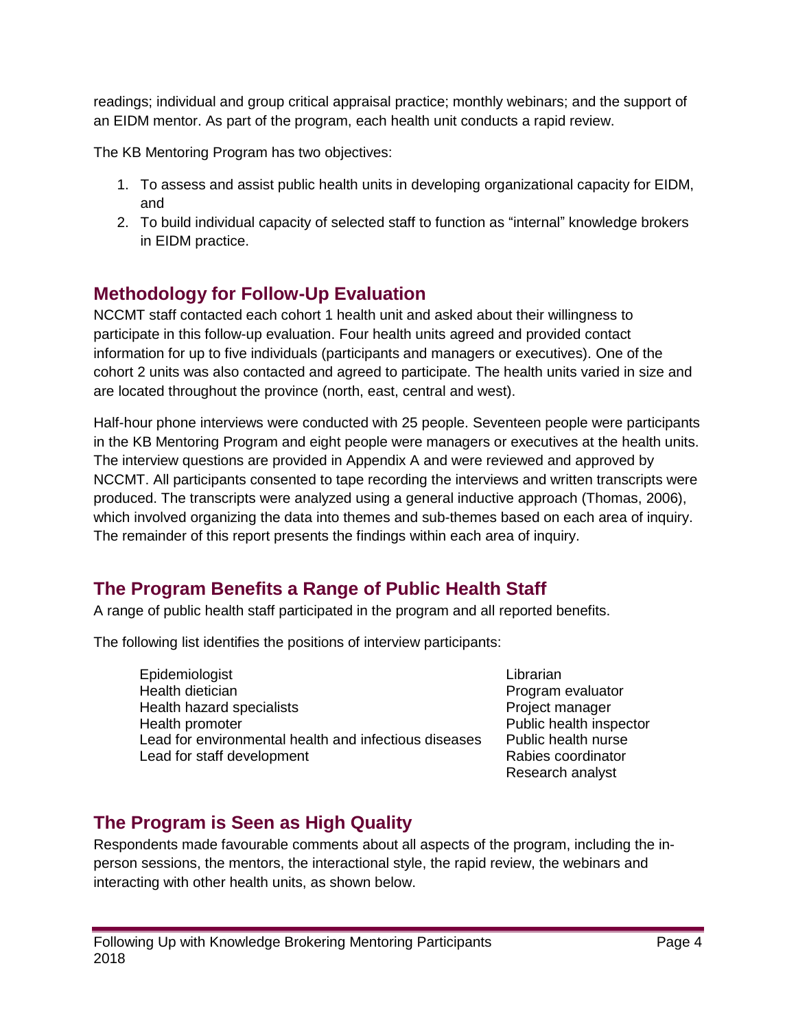readings; individual and group critical appraisal practice; monthly webinars; and the support of an EIDM mentor. As part of the program, each health unit conducts a rapid review.

The KB Mentoring Program has two objectives:

1. To assess and assist public health units in developing organizational capacity for EIDM, and
2. To build individual capacity of selected staff to function as "internal" knowledge brokers in EIDM practice.

## Methodology for Follow-Up Evaluation

NCCMT staff contacted each cohort 1 health unit and asked about their willingness to participate in this follow-up evaluation. Four health units agreed and provided contact information for up to five individuals (participants and managers or executives). One of the cohort 2 units was also contacted and agreed to participate. The health units varied in size and are located throughout the province (north, east, central and west).

Half-hour phone interviews were conducted with 25 people. Seventeen people were participants in the KB Mentoring Program and eight people were managers or executives at the health units. The interview questions are provided in Appendix A and were reviewed and approved by NCCMT. All participants consented to tape recording the interviews and written transcripts were produced. The transcripts were analyzed using a general inductive approach (Thomas, 2006), which involved organizing the data into themes and sub-themes based on each area of inquiry. The remainder of this report presents the findings within each area of inquiry.

## The Program Benefits a Range of Public Health Staff

A range of public health staff participated in the program and all reported benefits.

The following list identifies the positions of interview participants:

- Epidemiologist
- Health dietician
- Health hazard specialists
- Health promoter
- Lead for environmental health and infectious diseases
- Lead for staff development
- Librarian
- Program evaluator
- Project manager
- Public health inspector
- Public health nurse
- Rabies coordinator
- Research analyst

## The Program is Seen as High Quality

Respondents made favourable comments about all aspects of the program, including the in-person sessions, the mentors, the interactional style, the rapid review, the webinars and interacting with other health units, as shown below.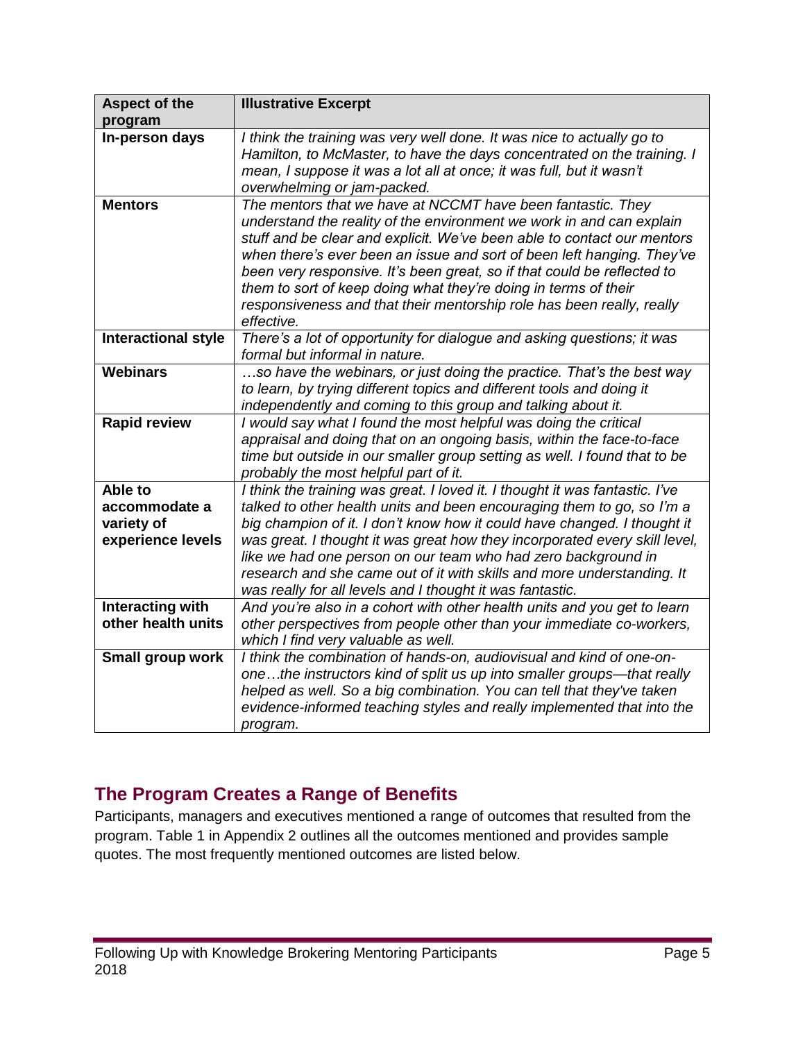| Aspect of the program | Illustrative Excerpt |
|---|---|
| **In-person days** | *I think the training was very well done. It was nice to actually go to Hamilton, to McMaster, to have the days concentrated on the training. I mean, I suppose it was a lot all at once; it was full, but it wasn't overwhelming or jam-packed.* |
| **Mentors** | *The mentors that we have at NCCMT have been fantastic. They understand the reality of the environment we work in and can explain stuff and be clear and explicit. We've been able to contact our mentors when there's ever been an issue and sort of been left hanging. They've been very responsive. It's been great, so if that could be reflected to them to sort of keep doing what they're doing in terms of their responsiveness and that their mentorship role has been really, really effective.* |
| **Interactional style** | *There's a lot of opportunity for dialogue and asking questions; it was formal but informal in nature.* |
| **Webinars** | *…so have the webinars, or just doing the practice. That's the best way to learn, by trying different topics and different tools and doing it independently and coming to this group and talking about it.* |
| **Rapid review** | *I would say what I found the most helpful was doing the critical appraisal and doing that on an ongoing basis, within the face-to-face time but outside in our smaller group setting as well. I found that to be probably the most helpful part of it.* |
| **Able to accommodate a variety of experience levels** | *I think the training was great. I loved it. I thought it was fantastic. I've talked to other health units and been encouraging them to go, so I'm a big champion of it. I don't know how it could have changed. I thought it was great. I thought it was great how they incorporated every skill level, like we had one person on our team who had zero background in research and she came out of it with skills and more understanding. It was really for all levels and I thought it was fantastic.* |
| **Interacting with other health units** | *And you're also in a cohort with other health units and you get to learn other perspectives from people other than your immediate co-workers, which I find very valuable as well.* |
| **Small group work** | *I think the combination of hands-on, audiovisual and kind of one-on-one…the instructors kind of split us up into smaller groups—that really helped as well. So a big combination. You can tell that they've taken evidence-informed teaching styles and really implemented that into the program.* |

## The Program Creates a Range of Benefits

Participants, managers and executives mentioned a range of outcomes that resulted from the program. Table 1 in Appendix 2 outlines all the outcomes mentioned and provides sample quotes. The most frequently mentioned outcomes are listed below.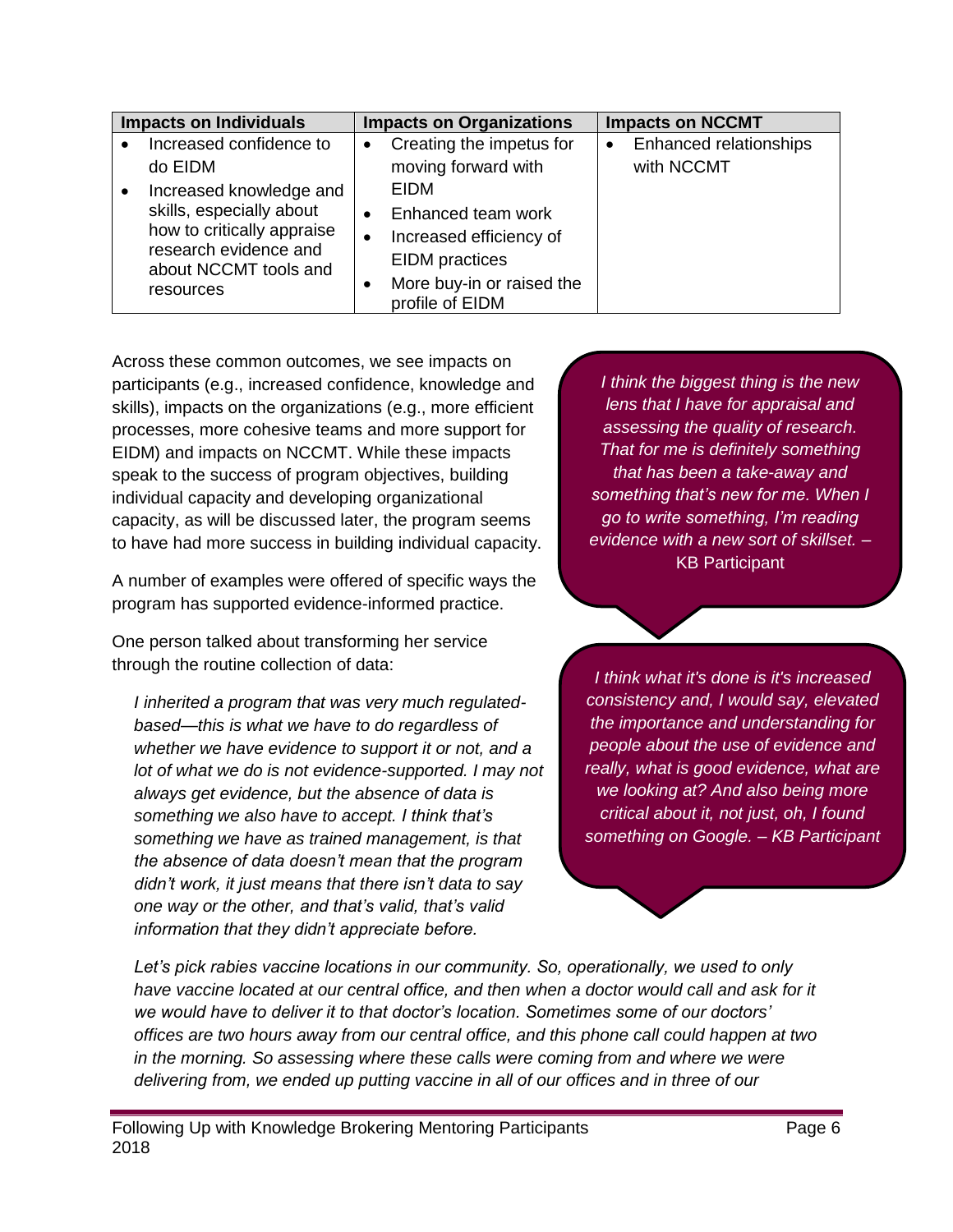| Impacts on Individuals | Impacts on Organizations | Impacts on NCCMT |
|---|---|---|
| • Increased confidence to do EIDM<br>• Increased knowledge and skills, especially about how to critically appraise research evidence and about NCCMT tools and resources | • Creating the impetus for moving forward with EIDM<br>• Enhanced team work<br>• Increased efficiency of EIDM practices<br>• More buy-in or raised the profile of EIDM | • Enhanced relationships with NCCMT |

Across these common outcomes, we see impacts on participants (e.g., increased confidence, knowledge and skills), impacts on the organizations (e.g., more efficient processes, more cohesive teams and more support for EIDM) and impacts on NCCMT. While these impacts speak to the success of program objectives, building individual capacity and developing organizational capacity, as will be discussed later, the program seems to have had more success in building individual capacity.

> *I think the biggest thing is the new lens that I have for appraisal and assessing the quality of research. That for me is definitely something that has been a take-away and something that's new for me. When I go to write something, I'm reading evidence with a new sort of skillset. –* KB Participant

> *I think what it's done is it's increased consistency and, I would say, elevated the importance and understanding for people about the use of evidence and really, what is good evidence, what are we looking at? And also being more critical about it, not just, oh, I found something on Google. – KB Participant*

A number of examples were offered of specific ways the program has supported evidence-informed practice.

One person talked about transforming her service through the routine collection of data:

> *I inherited a program that was very much regulated-based—this is what we have to do regardless of whether we have evidence to support it or not, and a lot of what we do is not evidence-supported. I may not always get evidence, but the absence of data is something we also have to accept. I think that's something we have as trained management, is that the absence of data doesn't mean that the program didn't work, it just means that there isn't data to say one way or the other, and that's valid, that's valid information that they didn't appreciate before.*
>
> *Let's pick rabies vaccine locations in our community. So, operationally, we used to only have vaccine located at our central office, and then when a doctor would call and ask for it we would have to deliver it to that doctor's location. Sometimes some of our doctors' offices are two hours away from our central office, and this phone call could happen at two in the morning. So assessing where these calls were coming from and where we were delivering from, we ended up putting vaccine in all of our offices and in three of our*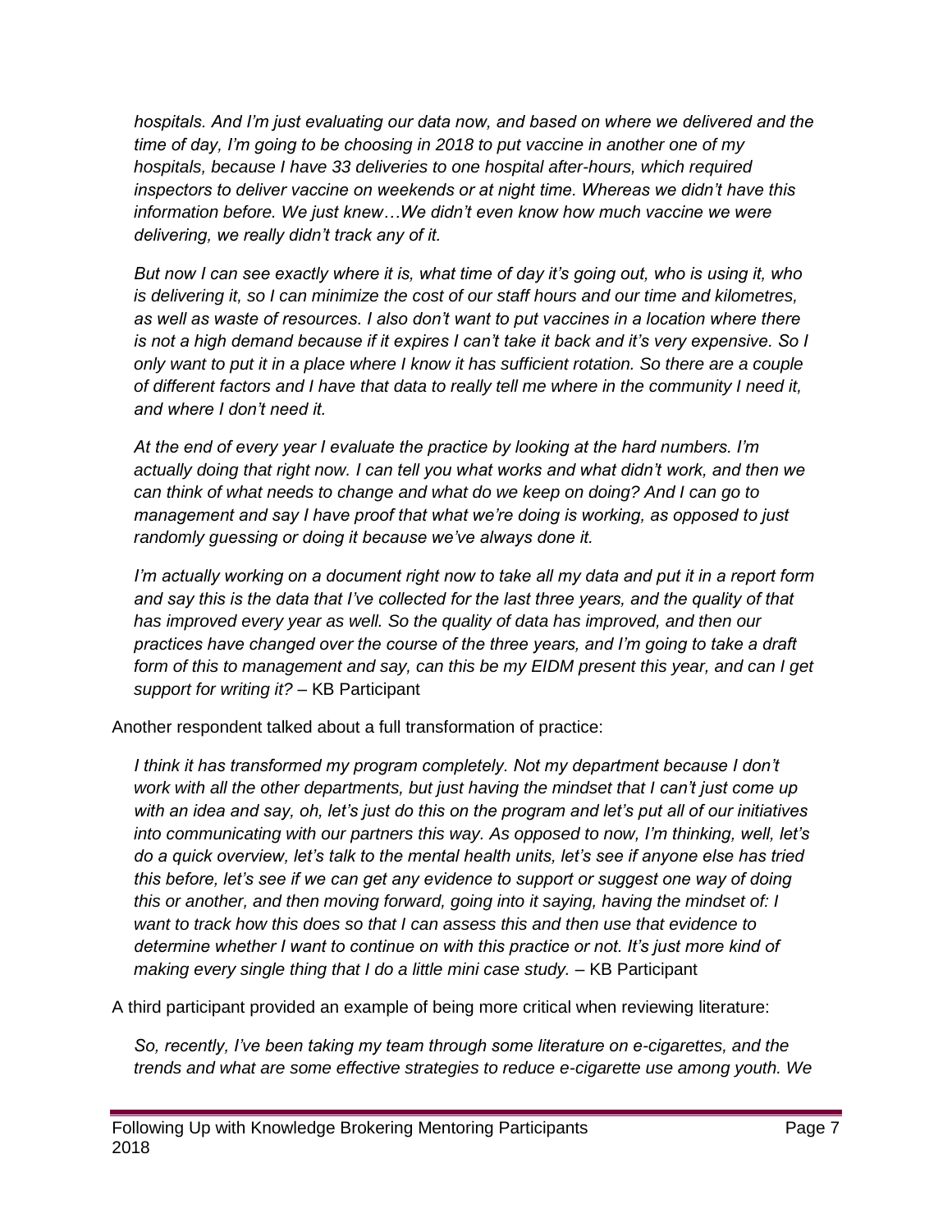*hospitals. And I'm just evaluating our data now, and based on where we delivered and the time of day, I'm going to be choosing in 2018 to put vaccine in another one of my hospitals, because I have 33 deliveries to one hospital after-hours, which required inspectors to deliver vaccine on weekends or at night time. Whereas we didn't have this information before. We just knew…We didn't even know how much vaccine we were delivering, we really didn't track any of it.*

*But now I can see exactly where it is, what time of day it's going out, who is using it, who is delivering it, so I can minimize the cost of our staff hours and our time and kilometres, as well as waste of resources. I also don't want to put vaccines in a location where there is not a high demand because if it expires I can't take it back and it's very expensive. So I only want to put it in a place where I know it has sufficient rotation. So there are a couple of different factors and I have that data to really tell me where in the community I need it, and where I don't need it.*

*At the end of every year I evaluate the practice by looking at the hard numbers. I'm actually doing that right now. I can tell you what works and what didn't work, and then we can think of what needs to change and what do we keep on doing? And I can go to management and say I have proof that what we're doing is working, as opposed to just randomly guessing or doing it because we've always done it.*

*I'm actually working on a document right now to take all my data and put it in a report form and say this is the data that I've collected for the last three years, and the quality of that has improved every year as well. So the quality of data has improved, and then our practices have changed over the course of the three years, and I'm going to take a draft form of this to management and say, can this be my EIDM present this year, and can I get support for writing it?* – KB Participant

Another respondent talked about a full transformation of practice:

*I think it has transformed my program completely. Not my department because I don't work with all the other departments, but just having the mindset that I can't just come up with an idea and say, oh, let's just do this on the program and let's put all of our initiatives into communicating with our partners this way. As opposed to now, I'm thinking, well, let's do a quick overview, let's talk to the mental health units, let's see if anyone else has tried this before, let's see if we can get any evidence to support or suggest one way of doing this or another, and then moving forward, going into it saying, having the mindset of: I want to track how this does so that I can assess this and then use that evidence to determine whether I want to continue on with this practice or not. It's just more kind of making every single thing that I do a little mini case study.* – KB Participant

A third participant provided an example of being more critical when reviewing literature:

*So, recently, I've been taking my team through some literature on e-cigarettes, and the trends and what are some effective strategies to reduce e-cigarette use among youth. We*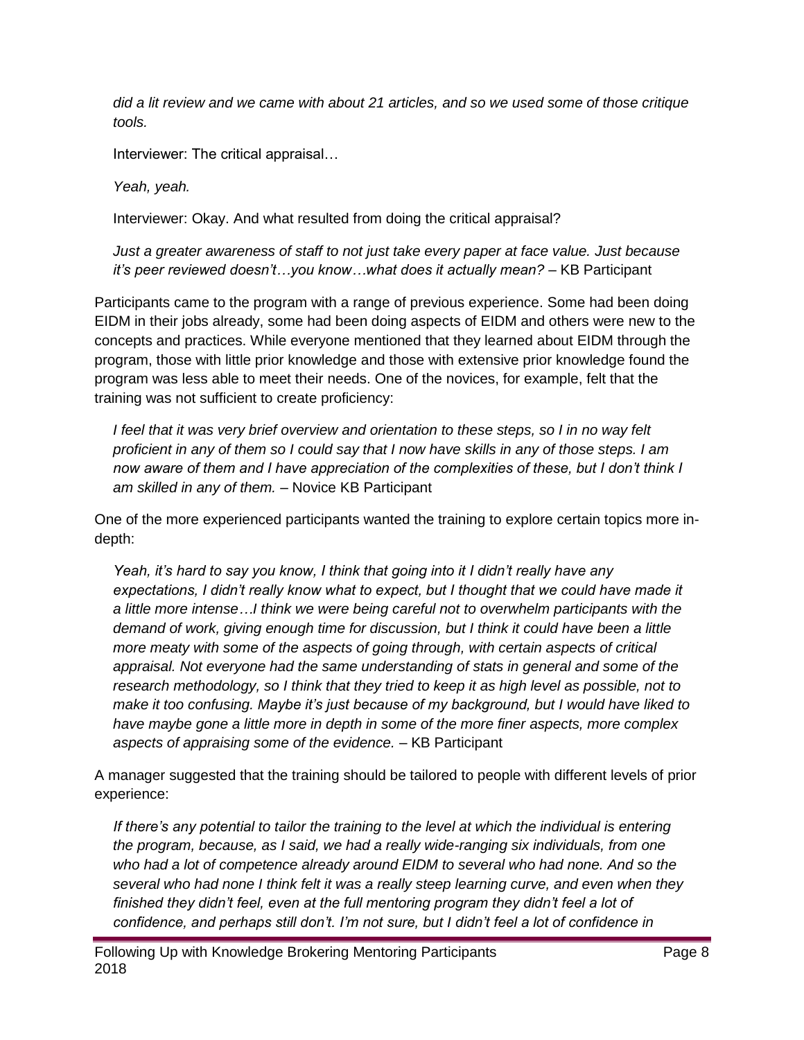*did a lit review and we came with about 21 articles, and so we used some of those critique tools.*

Interviewer: The critical appraisal…

*Yeah, yeah.*

Interviewer: Okay. And what resulted from doing the critical appraisal?

*Just a greater awareness of staff to not just take every paper at face value. Just because it's peer reviewed doesn't…you know…what does it actually mean?* – KB Participant

Participants came to the program with a range of previous experience. Some had been doing EIDM in their jobs already, some had been doing aspects of EIDM and others were new to the concepts and practices. While everyone mentioned that they learned about EIDM through the program, those with little prior knowledge and those with extensive prior knowledge found the program was less able to meet their needs. One of the novices, for example, felt that the training was not sufficient to create proficiency:

*I feel that it was very brief overview and orientation to these steps, so I in no way felt proficient in any of them so I could say that I now have skills in any of those steps. I am now aware of them and I have appreciation of the complexities of these, but I don't think I am skilled in any of them.* – Novice KB Participant

One of the more experienced participants wanted the training to explore certain topics more in-depth:

*Yeah, it's hard to say you know, I think that going into it I didn't really have any expectations, I didn't really know what to expect, but I thought that we could have made it a little more intense…I think we were being careful not to overwhelm participants with the demand of work, giving enough time for discussion, but I think it could have been a little more meaty with some of the aspects of going through, with certain aspects of critical appraisal. Not everyone had the same understanding of stats in general and some of the research methodology, so I think that they tried to keep it as high level as possible, not to make it too confusing. Maybe it's just because of my background, but I would have liked to have maybe gone a little more in depth in some of the more finer aspects, more complex aspects of appraising some of the evidence.* – KB Participant

A manager suggested that the training should be tailored to people with different levels of prior experience:

*If there's any potential to tailor the training to the level at which the individual is entering the program, because, as I said, we had a really wide-ranging six individuals, from one who had a lot of competence already around EIDM to several who had none. And so the several who had none I think felt it was a really steep learning curve, and even when they finished they didn't feel, even at the full mentoring program they didn't feel a lot of confidence, and perhaps still don't. I'm not sure, but I didn't feel a lot of confidence in*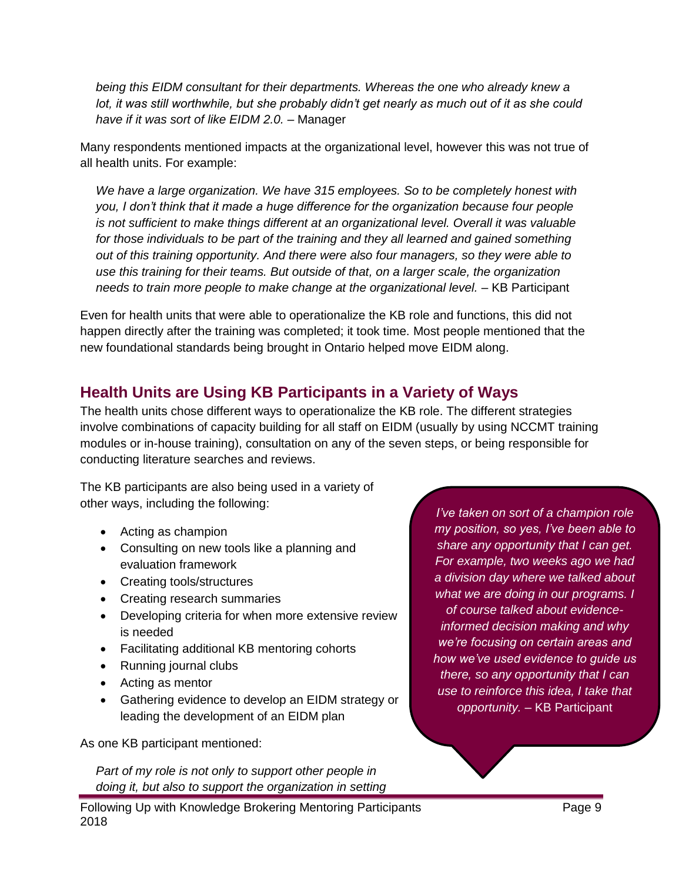*being this EIDM consultant for their departments. Whereas the one who already knew a lot, it was still worthwhile, but she probably didn't get nearly as much out of it as she could have if it was sort of like EIDM 2.0.* – Manager

Many respondents mentioned impacts at the organizational level, however this was not true of all health units. For example:

*We have a large organization. We have 315 employees. So to be completely honest with you, I don't think that it made a huge difference for the organization because four people is not sufficient to make things different at an organizational level. Overall it was valuable for those individuals to be part of the training and they all learned and gained something out of this training opportunity. And there were also four managers, so they were able to use this training for their teams. But outside of that, on a larger scale, the organization needs to train more people to make change at the organizational level.* – KB Participant

Even for health units that were able to operationalize the KB role and functions, this did not happen directly after the training was completed; it took time. Most people mentioned that the new foundational standards being brought in Ontario helped move EIDM along.

## Health Units are Using KB Participants in a Variety of Ways

The health units chose different ways to operationalize the KB role. The different strategies involve combinations of capacity building for all staff on EIDM (usually by using NCCMT training modules or in-house training), consultation on any of the seven steps, or being responsible for conducting literature searches and reviews.

The KB participants are also being used in a variety of other ways, including the following:

- Acting as champion
- Consulting on new tools like a planning and evaluation framework
- Creating tools/structures
- Creating research summaries
- Developing criteria for when more extensive review is needed
- Facilitating additional KB mentoring cohorts
- Running journal clubs
- Acting as mentor
- Gathering evidence to develop an EIDM strategy or leading the development of an EIDM plan

*I've taken on sort of a champion role my position, so yes, I've been able to share any opportunity that I can get. For example, two weeks ago we had a division day where we talked about what we are doing in our programs. I of course talked about evidence-informed decision making and why we're focusing on certain areas and how we've used evidence to guide us there, so any opportunity that I can use to reinforce this idea, I take that opportunity.* – KB Participant

As one KB participant mentioned:

*Part of my role is not only to support other people in doing it, but also to support the organization in setting*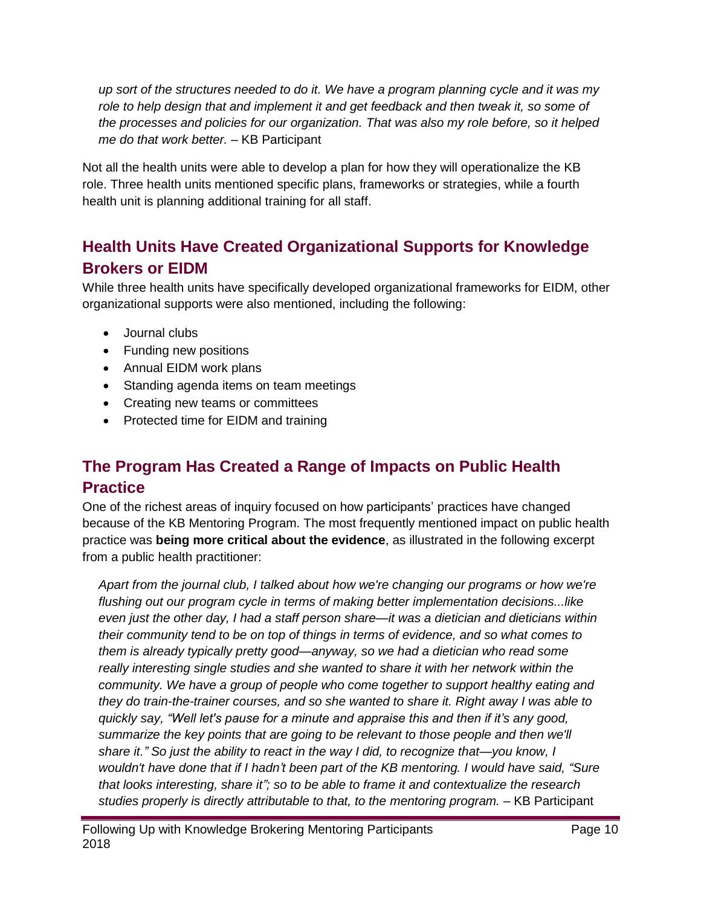*up sort of the structures needed to do it. We have a program planning cycle and it was my role to help design that and implement it and get feedback and then tweak it, so some of the processes and policies for our organization. That was also my role before, so it helped me do that work better.* – KB Participant

Not all the health units were able to develop a plan for how they will operationalize the KB role. Three health units mentioned specific plans, frameworks or strategies, while a fourth health unit is planning additional training for all staff.

## Health Units Have Created Organizational Supports for Knowledge Brokers or EIDM

While three health units have specifically developed organizational frameworks for EIDM, other organizational supports were also mentioned, including the following:

- Journal clubs
- Funding new positions
- Annual EIDM work plans
- Standing agenda items on team meetings
- Creating new teams or committees
- Protected time for EIDM and training

## The Program Has Created a Range of Impacts on Public Health Practice

One of the richest areas of inquiry focused on how participants' practices have changed because of the KB Mentoring Program. The most frequently mentioned impact on public health practice was **being more critical about the evidence**, as illustrated in the following excerpt from a public health practitioner:

*Apart from the journal club, I talked about how we're changing our programs or how we're flushing out our program cycle in terms of making better implementation decisions...like even just the other day, I had a staff person share—it was a dietician and dieticians within their community tend to be on top of things in terms of evidence, and so what comes to them is already typically pretty good—anyway, so we had a dietician who read some really interesting single studies and she wanted to share it with her network within the community. We have a group of people who come together to support healthy eating and they do train-the-trainer courses, and so she wanted to share it. Right away I was able to quickly say, "Well let's pause for a minute and appraise this and then if it's any good, summarize the key points that are going to be relevant to those people and then we'll share it." So just the ability to react in the way I did, to recognize that—you know, I wouldn't have done that if I hadn't been part of the KB mentoring. I would have said, "Sure that looks interesting, share it"; so to be able to frame it and contextualize the research studies properly is directly attributable to that, to the mentoring program.* – KB Participant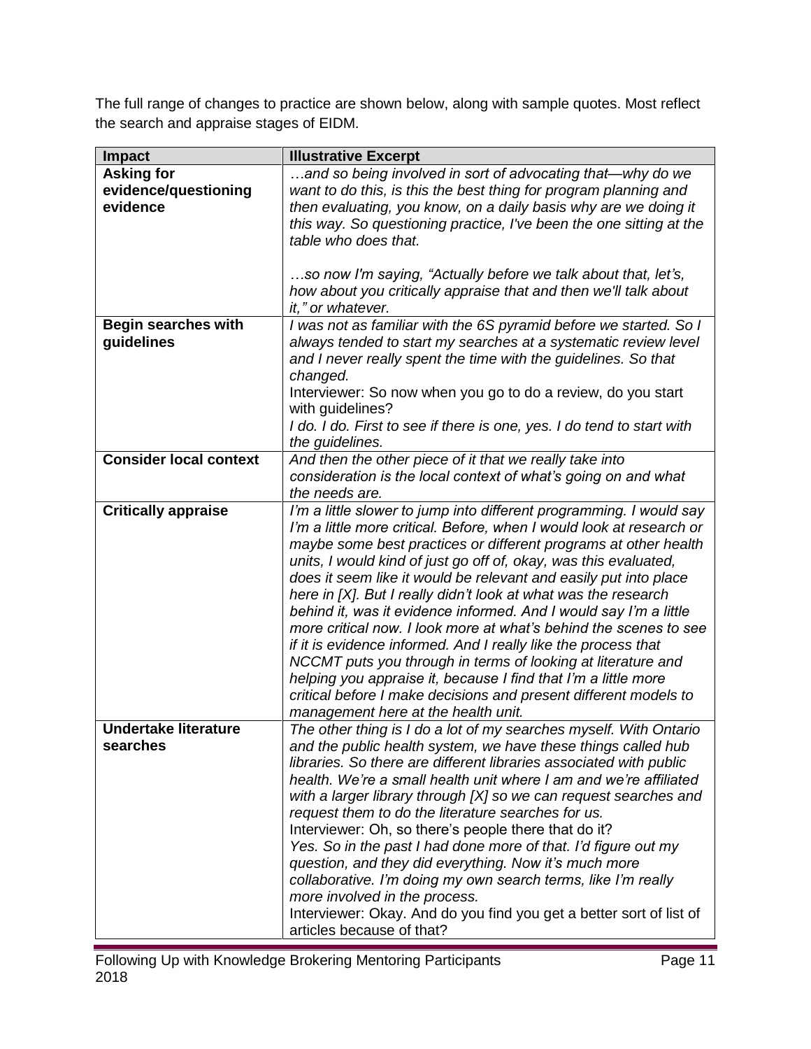The full range of changes to practice are shown below, along with sample quotes. Most reflect the search and appraise stages of EIDM.

| Impact | Illustrative Excerpt |
|---|---|
| **Asking for evidence/questioning evidence** | *…and so being involved in sort of advocating that—why do we want to do this, is this the best thing for program planning and then evaluating, you know, on a daily basis why are we doing it this way. So questioning practice, I've been the one sitting at the table who does that.*<br><br>*…so now I'm saying, "Actually before we talk about that, let's, how about you critically appraise that and then we'll talk about it," or whatever.* |
| **Begin searches with guidelines** | *I was not as familiar with the 6S pyramid before we started. So I always tended to start my searches at a systematic review level and I never really spent the time with the guidelines. So that changed.*<br>Interviewer: So now when you go to do a review, do you start with guidelines?<br>*I do. I do. First to see if there is one, yes. I do tend to start with the guidelines.* |
| **Consider local context** | *And then the other piece of it that we really take into consideration is the local context of what's going on and what the needs are.* |
| **Critically appraise** | *I'm a little slower to jump into different programming. I would say I'm a little more critical. Before, when I would look at research or maybe some best practices or different programs at other health units, I would kind of just go off of, okay, was this evaluated, does it seem like it would be relevant and easily put into place here in [X]. But I really didn't look at what was the research behind it, was it evidence informed. And I would say I'm a little more critical now. I look more at what's behind the scenes to see if it is evidence informed. And I really like the process that NCCMT puts you through in terms of looking at literature and helping you appraise it, because I find that I'm a little more critical before I make decisions and present different models to management here at the health unit.* |
| **Undertake literature searches** | *The other thing is I do a lot of my searches myself. With Ontario and the public health system, we have these things called hub libraries. So there are different libraries associated with public health. We're a small health unit where I am and we're affiliated with a larger library through [X] so we can request searches and request them to do the literature searches for us.*<br>Interviewer: Oh, so there's people there that do it?<br>*Yes. So in the past I had done more of that. I'd figure out my question, and they did everything. Now it's much more collaborative. I'm doing my own search terms, like I'm really more involved in the process.*<br>Interviewer: Okay. And do you find you get a better sort of list of articles because of that? |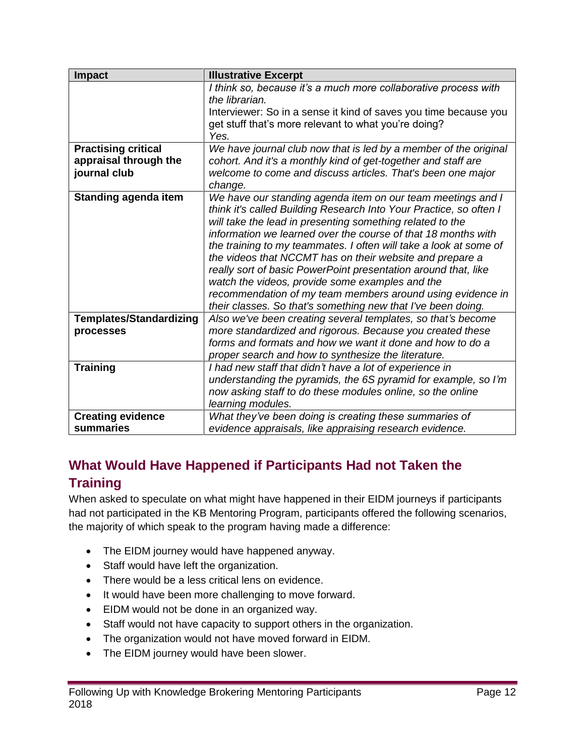| Impact | Illustrative Excerpt |
|---|---|
| | *I think so, because it's a much more collaborative process with the librarian.* Interviewer: So in a sense it kind of saves you time because you get stuff that's more relevant to what you're doing? *Yes.* |
| **Practising critical appraisal through the journal club** | *We have journal club now that is led by a member of the original cohort. And it's a monthly kind of get-together and staff are welcome to come and discuss articles. That's been one major change.* |
| **Standing agenda item** | *We have our standing agenda item on our team meetings and I think it's called Building Research Into Your Practice, so often I will take the lead in presenting something related to the information we learned over the course of that 18 months with the training to my teammates. I often will take a look at some of the videos that NCCMT has on their website and prepare a really sort of basic PowerPoint presentation around that, like watch the videos, provide some examples and the recommendation of my team members around using evidence in their classes. So that's something new that I've been doing.* |
| **Templates/Standardizing processes** | *Also we've been creating several templates, so that's become more standardized and rigorous. Because you created these forms and formats and how we want it done and how to do a proper search and how to synthesize the literature.* |
| **Training** | *I had new staff that didn't have a lot of experience in understanding the pyramids, the 6S pyramid for example, so I'm now asking staff to do these modules online, so the online learning modules.* |
| **Creating evidence summaries** | *What they've been doing is creating these summaries of evidence appraisals, like appraising research evidence.* |

## What Would Have Happened if Participants Had not Taken the Training

When asked to speculate on what might have happened in their EIDM journeys if participants had not participated in the KB Mentoring Program, participants offered the following scenarios, the majority of which speak to the program having made a difference:

- The EIDM journey would have happened anyway.
- Staff would have left the organization.
- There would be a less critical lens on evidence.
- It would have been more challenging to move forward.
- EIDM would not be done in an organized way.
- Staff would not have capacity to support others in the organization.
- The organization would not have moved forward in EIDM.
- The EIDM journey would have been slower.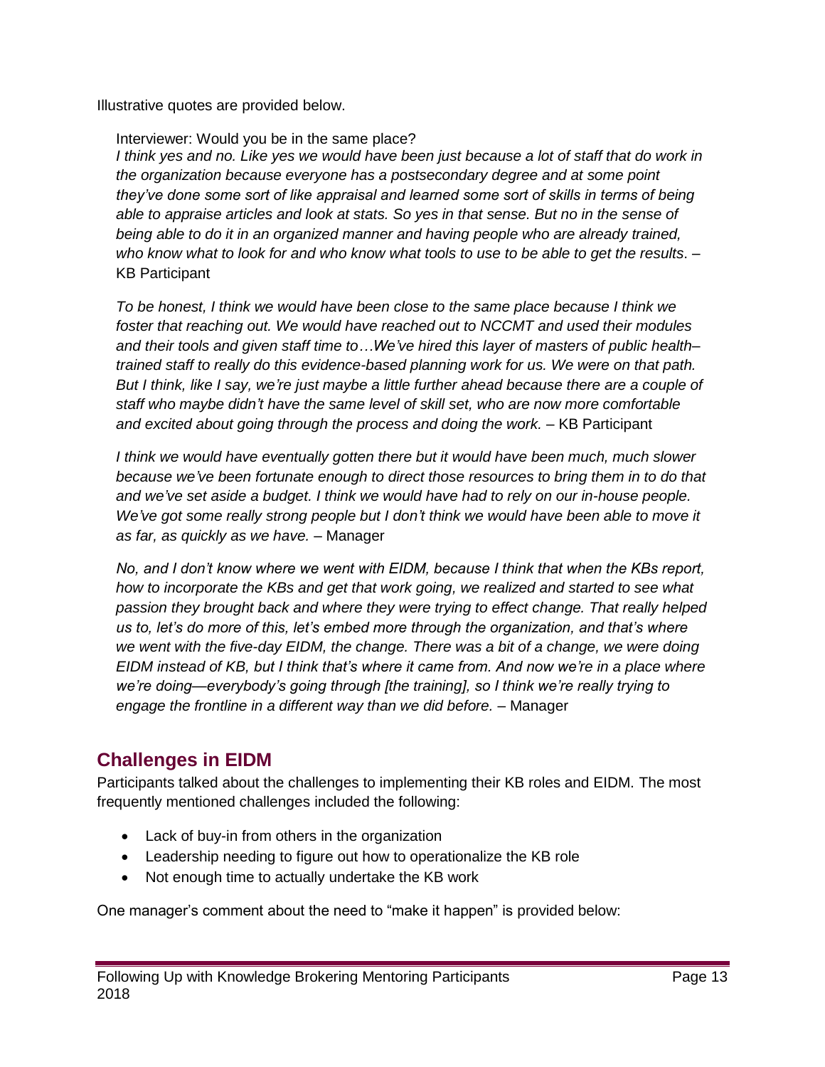Illustrative quotes are provided below.

> Interviewer: Would you be in the same place?
> *I think yes and no. Like yes we would have been just because a lot of staff that do work in the organization because everyone has a postsecondary degree and at some point they've done some sort of like appraisal and learned some sort of skills in terms of being able to appraise articles and look at stats. So yes in that sense. But no in the sense of being able to do it in an organized manner and having people who are already trained, who know what to look for and who know what tools to use to be able to get the results*. – KB Participant
>
> *To be honest, I think we would have been close to the same place because I think we foster that reaching out. We would have reached out to NCCMT and used their modules and their tools and given staff time to…We've hired this layer of masters of public health–trained staff to really do this evidence-based planning work for us. We were on that path. But I think, like I say, we're just maybe a little further ahead because there are a couple of staff who maybe didn't have the same level of skill set, who are now more comfortable and excited about going through the process and doing the work.* – KB Participant
>
> *I think we would have eventually gotten there but it would have been much, much slower because we've been fortunate enough to direct those resources to bring them in to do that and we've set aside a budget. I think we would have had to rely on our in-house people. We've got some really strong people but I don't think we would have been able to move it as far, as quickly as we have.* – Manager
>
> *No, and I don't know where we went with EIDM, because I think that when the KBs report, how to incorporate the KBs and get that work going, we realized and started to see what passion they brought back and where they were trying to effect change. That really helped us to, let's do more of this, let's embed more through the organization, and that's where we went with the five-day EIDM, the change. There was a bit of a change, we were doing EIDM instead of KB, but I think that's where it came from. And now we're in a place where we're doing—everybody's going through [the training], so I think we're really trying to engage the frontline in a different way than we did before.* – Manager

## Challenges in EIDM

Participants talked about the challenges to implementing their KB roles and EIDM. The most frequently mentioned challenges included the following:

- Lack of buy-in from others in the organization
- Leadership needing to figure out how to operationalize the KB role
- Not enough time to actually undertake the KB work

One manager's comment about the need to "make it happen" is provided below: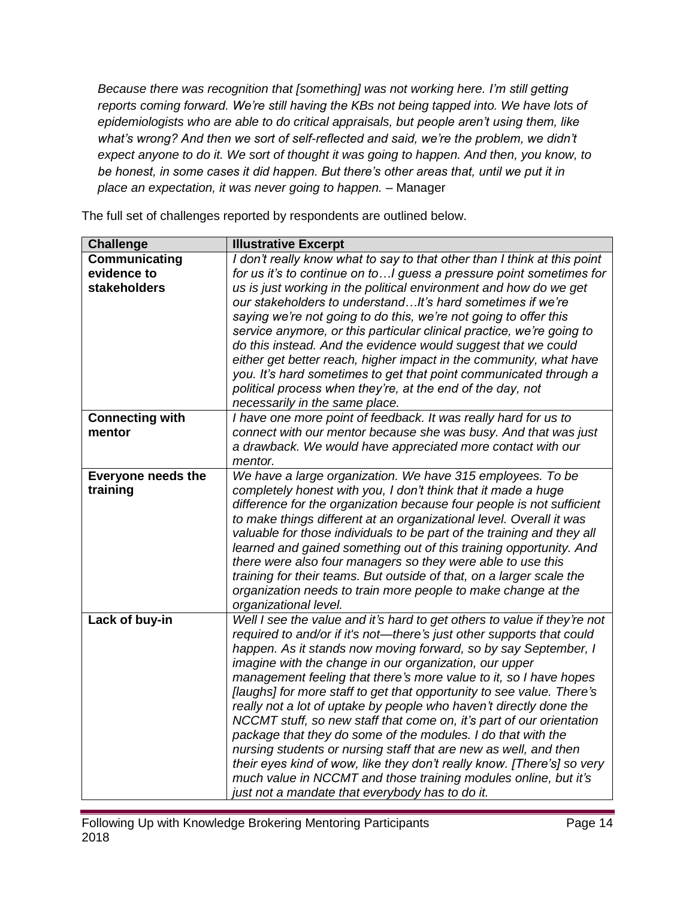*Because there was recognition that [something] was not working here. I'm still getting reports coming forward. We're still having the KBs not being tapped into. We have lots of epidemiologists who are able to do critical appraisals, but people aren't using them, like what's wrong? And then we sort of self-reflected and said, we're the problem, we didn't expect anyone to do it. We sort of thought it was going to happen. And then, you know, to be honest, in some cases it did happen. But there's other areas that, until we put it in place an expectation, it was never going to happen.* – Manager

The full set of challenges reported by respondents are outlined below.

| Challenge | Illustrative Excerpt |
|---|---|
| **Communicating evidence to stakeholders** | *I don't really know what to say to that other than I think at this point for us it's to continue on to…I guess a pressure point sometimes for us is just working in the political environment and how do we get our stakeholders to understand…It's hard sometimes if we're saying we're not going to do this, we're not going to offer this service anymore, or this particular clinical practice, we're going to do this instead. And the evidence would suggest that we could either get better reach, higher impact in the community, what have you. It's hard sometimes to get that point communicated through a political process when they're, at the end of the day, not necessarily in the same place.* |
| **Connecting with mentor** | *I have one more point of feedback. It was really hard for us to connect with our mentor because she was busy. And that was just a drawback. We would have appreciated more contact with our mentor.* |
| **Everyone needs the training** | *We have a large organization. We have 315 employees. To be completely honest with you, I don't think that it made a huge difference for the organization because four people is not sufficient to make things different at an organizational level. Overall it was valuable for those individuals to be part of the training and they all learned and gained something out of this training opportunity. And there were also four managers so they were able to use this training for their teams. But outside of that, on a larger scale the organization needs to train more people to make change at the organizational level.* |
| **Lack of buy-in** | *Well I see the value and it's hard to get others to value if they're not required to and/or if it's not—there's just other supports that could happen. As it stands now moving forward, so by say September, I imagine with the change in our organization, our upper management feeling that there's more value to it, so I have hopes [laughs] for more staff to get that opportunity to see value. There's really not a lot of uptake by people who haven't directly done the NCCMT stuff, so new staff that come on, it's part of our orientation package that they do some of the modules. I do that with the nursing students or nursing staff that are new as well, and then their eyes kind of wow, like they don't really know. [There's] so very much value in NCCMT and those training modules online, but it's just not a mandate that everybody has to do it.* |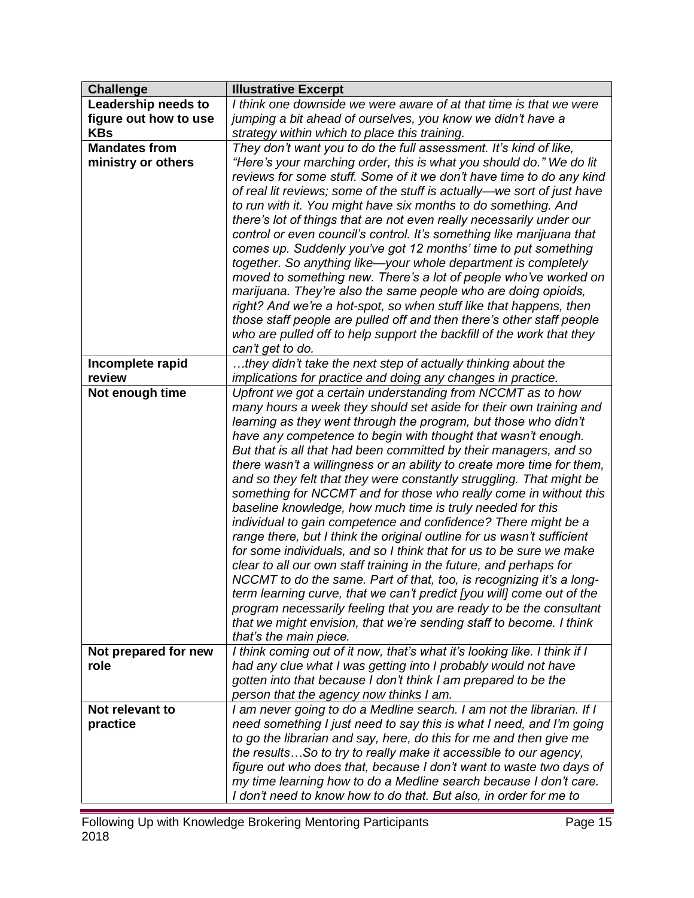| Challenge | Illustrative Excerpt |
|---|---|
| **Leadership needs to figure out how to use KBs** | *I think one downside we were aware of at that time is that we were jumping a bit ahead of ourselves, you know we didn't have a strategy within which to place this training.* |
| **Mandates from ministry or others** | *They don't want you to do the full assessment. It's kind of like, "Here's your marching order, this is what you should do." We do lit reviews for some stuff. Some of it we don't have time to do any kind of real lit reviews; some of the stuff is actually—we sort of just have to run with it. You might have six months to do something. And there's lot of things that are not even really necessarily under our control or even council's control. It's something like marijuana that comes up. Suddenly you've got 12 months' time to put something together. So anything like—your whole department is completely moved to something new. There's a lot of people who've worked on marijuana. They're also the same people who are doing opioids, right? And we're a hot-spot, so when stuff like that happens, then those staff people are pulled off and then there's other staff people who are pulled off to help support the backfill of the work that they can't get to do.* |
| **Incomplete rapid review** | *…they didn't take the next step of actually thinking about the implications for practice and doing any changes in practice.* |
| **Not enough time** | *Upfront we got a certain understanding from NCCMT as to how many hours a week they should set aside for their own training and learning as they went through the program, but those who didn't have any competence to begin with thought that wasn't enough. But that is all that had been committed by their managers, and so there wasn't a willingness or an ability to create more time for them, and so they felt that they were constantly struggling. That might be something for NCCMT and for those who really come in without this baseline knowledge, how much time is truly needed for this individual to gain competence and confidence? There might be a range there, but I think the original outline for us wasn't sufficient for some individuals, and so I think that for us to be sure we make clear to all our own staff training in the future, and perhaps for NCCMT to do the same. Part of that, too, is recognizing it's a long-term learning curve, that we can't predict [you will] come out of the program necessarily feeling that you are ready to be the consultant that we might envision, that we're sending staff to become. I think that's the main piece.* |
| **Not prepared for new role** | *I think coming out of it now, that's what it's looking like. I think if I had any clue what I was getting into I probably would not have gotten into that because I don't think I am prepared to be the person that the agency now thinks I am.* |
| **Not relevant to practice** | *I am never going to do a Medline search. I am not the librarian. If I need something I just need to say this is what I need, and I'm going to go the librarian and say, here, do this for me and then give me the results…So to try to really make it accessible to our agency, figure out who does that, because I don't want to waste two days of my time learning how to do a Medline search because I don't care. I don't need to know how to do that. But also, in order for me to* |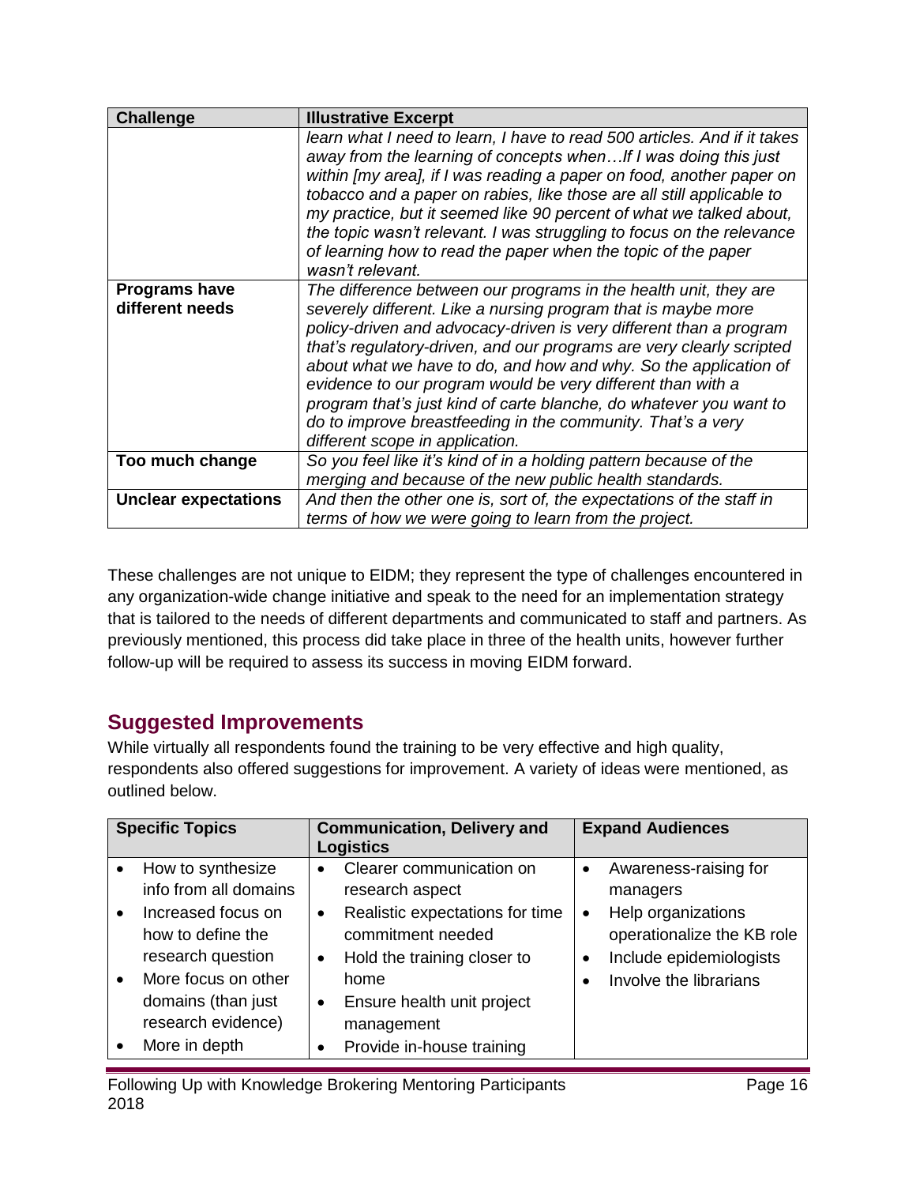| Challenge | Illustrative Excerpt |
|---|---|
| | *learn what I need to learn, I have to read 500 articles. And if it takes away from the learning of concepts when…If I was doing this just within [my area], if I was reading a paper on food, another paper on tobacco and a paper on rabies, like those are all still applicable to my practice, but it seemed like 90 percent of what we talked about, the topic wasn't relevant. I was struggling to focus on the relevance of learning how to read the paper when the topic of the paper wasn't relevant.* |
| **Programs have different needs** | *The difference between our programs in the health unit, they are severely different. Like a nursing program that is maybe more policy-driven and advocacy-driven is very different than a program that's regulatory-driven, and our programs are very clearly scripted about what we have to do, and how and why. So the application of evidence to our program would be very different than with a program that's just kind of carte blanche, do whatever you want to do to improve breastfeeding in the community. That's a very different scope in application.* |
| **Too much change** | *So you feel like it's kind of in a holding pattern because of the merging and because of the new public health standards.* |
| **Unclear expectations** | *And then the other one is, sort of, the expectations of the staff in terms of how we were going to learn from the project.* |

These challenges are not unique to EIDM; they represent the type of challenges encountered in any organization-wide change initiative and speak to the need for an implementation strategy that is tailored to the needs of different departments and communicated to staff and partners. As previously mentioned, this process did take place in three of the health units, however further follow-up will be required to assess its success in moving EIDM forward.

## Suggested Improvements

While virtually all respondents found the training to be very effective and high quality, respondents also offered suggestions for improvement. A variety of ideas were mentioned, as outlined below.

| Specific Topics | Communication, Delivery and Logistics | Expand Audiences |
|---|---|---|
| • How to synthesize info from all domains<br>• Increased focus on how to define the research question<br>• More focus on other domains (than just research evidence)<br>• More in depth | • Clearer communication on research aspect<br>• Realistic expectations for time commitment needed<br>• Hold the training closer to home<br>• Ensure health unit project management<br>• Provide in-house training | • Awareness-raising for managers<br>• Help organizations operationalize the KB role<br>• Include epidemiologists<br>• Involve the librarians |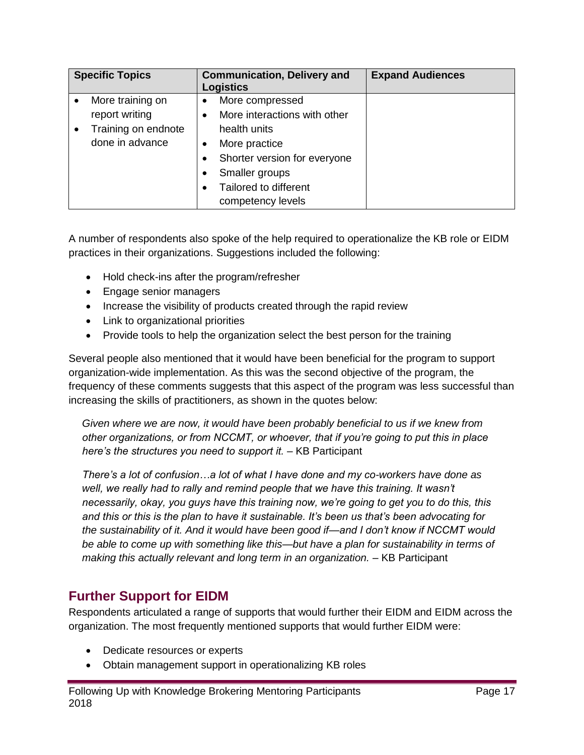| Specific Topics | Communication, Delivery and Logistics | Expand Audiences |
| --- | --- | --- |
| • More training on report writing<br>• Training on endnote done in advance | • More compressed<br>• More interactions with other health units<br>• More practice<br>• Shorter version for everyone<br>• Smaller groups<br>• Tailored to different competency levels | |

A number of respondents also spoke of the help required to operationalize the KB role or EIDM practices in their organizations. Suggestions included the following:

- Hold check-ins after the program/refresher
- Engage senior managers
- Increase the visibility of products created through the rapid review
- Link to organizational priorities
- Provide tools to help the organization select the best person for the training

Several people also mentioned that it would have been beneficial for the program to support organization-wide implementation. As this was the second objective of the program, the frequency of these comments suggests that this aspect of the program was less successful than increasing the skills of practitioners, as shown in the quotes below:

> *Given where we are now, it would have been probably beneficial to us if we knew from other organizations, or from NCCMT, or whoever, that if you're going to put this in place here's the structures you need to support it.* – KB Participant

> *There's a lot of confusion…a lot of what I have done and my co-workers have done as well, we really had to rally and remind people that we have this training. It wasn't necessarily, okay, you guys have this training now, we're going to get you to do this, this and this or this is the plan to have it sustainable. It's been us that's been advocating for the sustainability of it. And it would have been good if—and I don't know if NCCMT would be able to come up with something like this—but have a plan for sustainability in terms of making this actually relevant and long term in an organization.* – KB Participant

## Further Support for EIDM

Respondents articulated a range of supports that would further their EIDM and EIDM across the organization. The most frequently mentioned supports that would further EIDM were:

- Dedicate resources or experts
- Obtain management support in operationalizing KB roles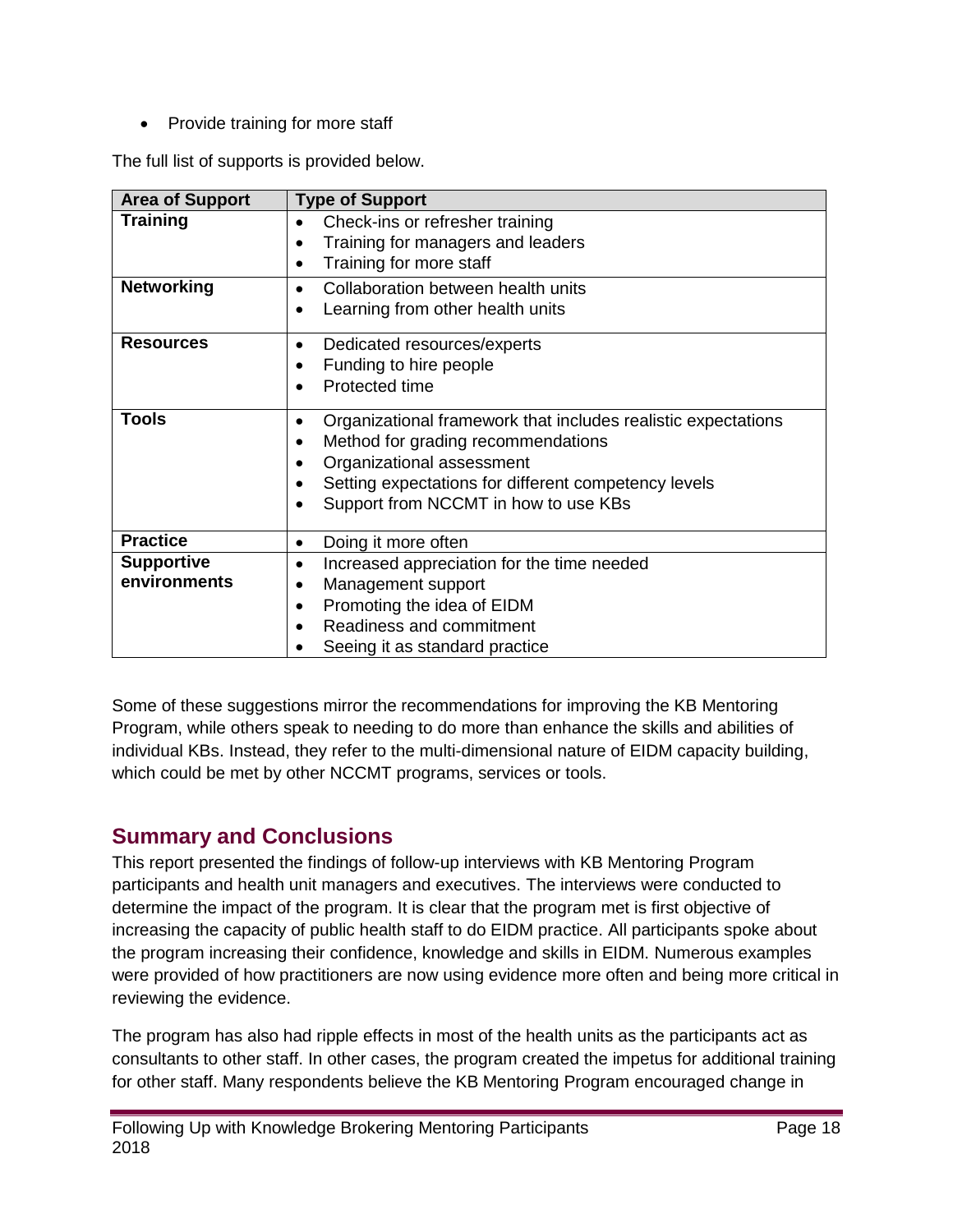- Provide training for more staff

The full list of supports is provided below.

| Area of Support | Type of Support |
| --- | --- |
| **Training** | • Check-ins or refresher training<br>• Training for managers and leaders<br>• Training for more staff |
| **Networking** | • Collaboration between health units<br>• Learning from other health units |
| **Resources** | • Dedicated resources/experts<br>• Funding to hire people<br>• Protected time |
| **Tools** | • Organizational framework that includes realistic expectations<br>• Method for grading recommendations<br>• Organizational assessment<br>• Setting expectations for different competency levels<br>• Support from NCCMT in how to use KBs |
| **Practice** | • Doing it more often |
| **Supportive environments** | • Increased appreciation for the time needed<br>• Management support<br>• Promoting the idea of EIDM<br>• Readiness and commitment<br>• Seeing it as standard practice |

Some of these suggestions mirror the recommendations for improving the KB Mentoring Program, while others speak to needing to do more than enhance the skills and abilities of individual KBs. Instead, they refer to the multi-dimensional nature of EIDM capacity building, which could be met by other NCCMT programs, services or tools.

## Summary and Conclusions

This report presented the findings of follow-up interviews with KB Mentoring Program participants and health unit managers and executives. The interviews were conducted to determine the impact of the program. It is clear that the program met is first objective of increasing the capacity of public health staff to do EIDM practice. All participants spoke about the program increasing their confidence, knowledge and skills in EIDM. Numerous examples were provided of how practitioners are now using evidence more often and being more critical in reviewing the evidence.

The program has also had ripple effects in most of the health units as the participants act as consultants to other staff. In other cases, the program created the impetus for additional training for other staff. Many respondents believe the KB Mentoring Program encouraged change in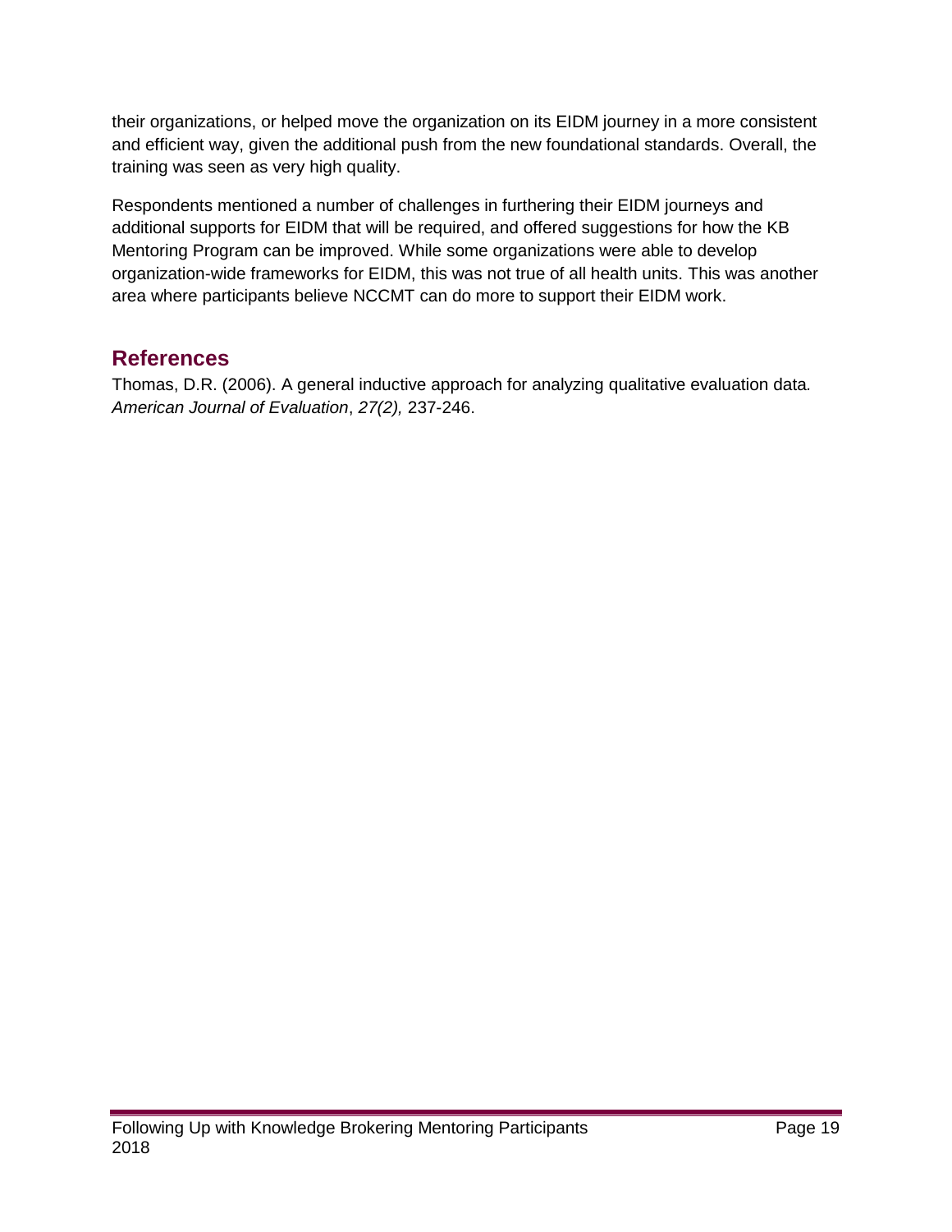their organizations, or helped move the organization on its EIDM journey in a more consistent and efficient way, given the additional push from the new foundational standards. Overall, the training was seen as very high quality.

Respondents mentioned a number of challenges in furthering their EIDM journeys and additional supports for EIDM that will be required, and offered suggestions for how the KB Mentoring Program can be improved. While some organizations were able to develop organization-wide frameworks for EIDM, this was not true of all health units. This was another area where participants believe NCCMT can do more to support their EIDM work.

## References

Thomas, D.R. (2006). A general inductive approach for analyzing qualitative evaluation data. *American Journal of Evaluation*, *27(2),* 237-246.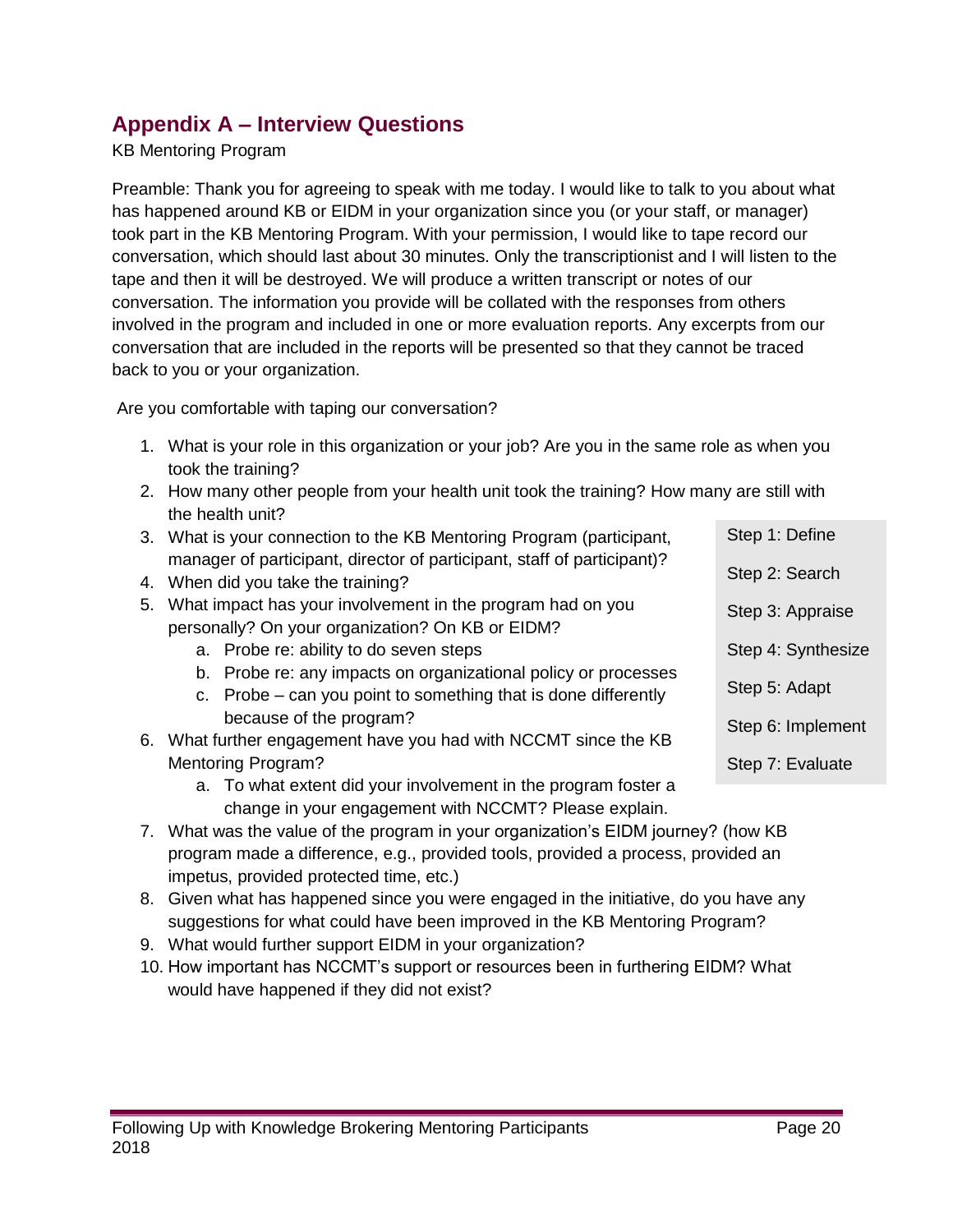## Appendix A – Interview Questions

KB Mentoring Program

Preamble: Thank you for agreeing to speak with me today. I would like to talk to you about what has happened around KB or EIDM in your organization since you (or your staff, or manager) took part in the KB Mentoring Program. With your permission, I would like to tape record our conversation, which should last about 30 minutes. Only the transcriptionist and I will listen to the tape and then it will be destroyed. We will produce a written transcript or notes of our conversation. The information you provide will be collated with the responses from others involved in the program and included in one or more evaluation reports. Any excerpts from our conversation that are included in the reports will be presented so that they cannot be traced back to you or your organization.

Are you comfortable with taping our conversation?

1. What is your role in this organization or your job? Are you in the same role as when you took the training?
2. How many other people from your health unit took the training? How many are still with the health unit?
3. What is your connection to the KB Mentoring Program (participant, manager of participant, director of participant, staff of participant)?
4. When did you take the training?
5. What impact has your involvement in the program had on you personally? On your organization? On KB or EIDM?
   a. Probe re: ability to do seven steps
   b. Probe re: any impacts on organizational policy or processes
   c. Probe – can you point to something that is done differently because of the program?
6. What further engagement have you had with NCCMT since the KB Mentoring Program?
   a. To what extent did your involvement in the program foster a change in your engagement with NCCMT? Please explain.
7. What was the value of the program in your organization's EIDM journey? (how KB program made a difference, e.g., provided tools, provided a process, provided an impetus, provided protected time, etc.)
8. Given what has happened since you were engaged in the initiative, do you have any suggestions for what could have been improved in the KB Mentoring Program?
9. What would further support EIDM in your organization?
10. How important has NCCMT's support or resources been in furthering EIDM? What would have happened if they did not exist?

Step 1: Define

Step 2: Search

Step 3: Appraise

Step 4: Synthesize

Step 5: Adapt

Step 6: Implement

Step 7: Evaluate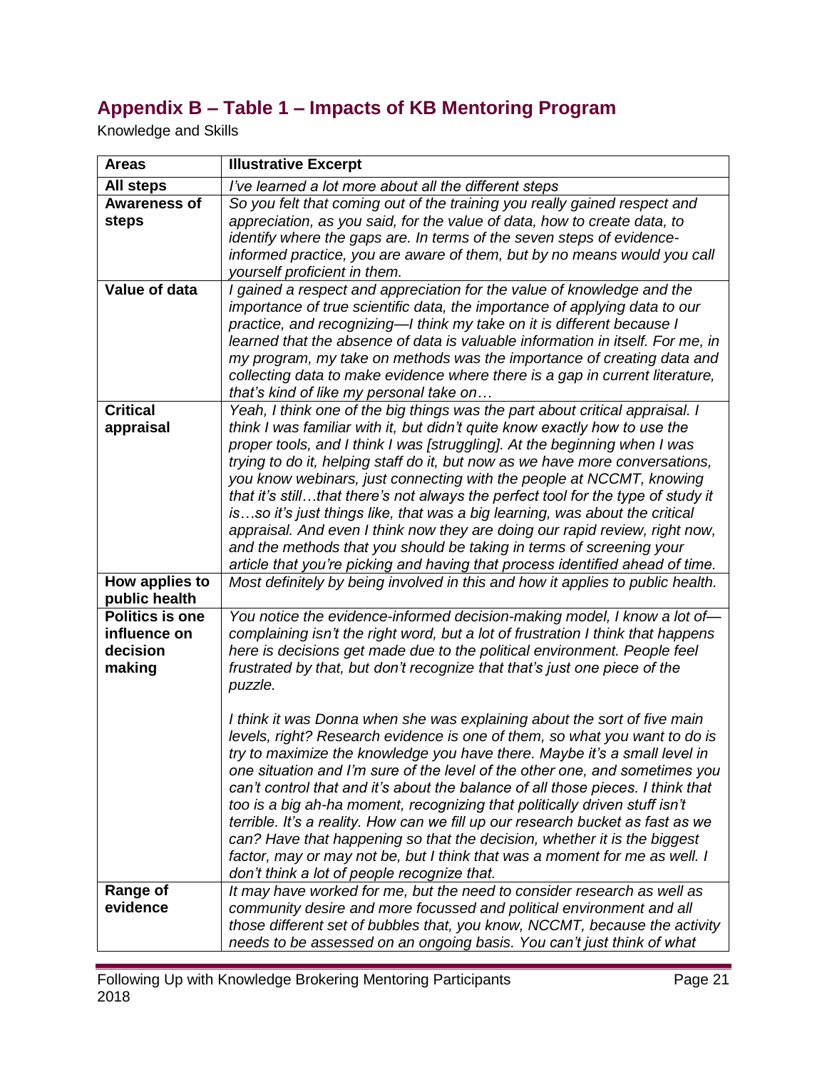## Appendix B – Table 1 – Impacts of KB Mentoring Program

Knowledge and Skills

| Areas | Illustrative Excerpt |
|---|---|
| **All steps** | *I've learned a lot more about all the different steps* |
| **Awareness of steps** | *So you felt that coming out of the training you really gained respect and appreciation, as you said, for the value of data, how to create data, to identify where the gaps are. In terms of the seven steps of evidence-informed practice, you are aware of them, but by no means would you call yourself proficient in them.* |
| **Value of data** | *I gained a respect and appreciation for the value of knowledge and the importance of true scientific data, the importance of applying data to our practice, and recognizing—I think my take on it is different because I learned that the absence of data is valuable information in itself. For me, in my program, my take on methods was the importance of creating data and collecting data to make evidence where there is a gap in current literature, that's kind of like my personal take on…* |
| **Critical appraisal** | *Yeah, I think one of the big things was the part about critical appraisal. I think I was familiar with it, but didn't quite know exactly how to use the proper tools, and I think I was [struggling]. At the beginning when I was trying to do it, helping staff do it, but now as we have more conversations, you know webinars, just connecting with the people at NCCMT, knowing that it's still…that there's not always the perfect tool for the type of study it is…so it's just things like, that was a big learning, was about the critical appraisal. And even I think now they are doing our rapid review, right now, and the methods that you should be taking in terms of screening your article that you're picking and having that process identified ahead of time.* |
| **How applies to public health** | *Most definitely by being involved in this and how it applies to public health.* |
| **Politics is one influence on decision making** | *You notice the evidence-informed decision-making model, I know a lot of—complaining isn't the right word, but a lot of frustration I think that happens here is decisions get made due to the political environment. People feel frustrated by that, but don't recognize that that's just one piece of the puzzle.*<br><br>*I think it was Donna when she was explaining about the sort of five main levels, right? Research evidence is one of them, so what you want to do is try to maximize the knowledge you have there. Maybe it's a small level in one situation and I'm sure of the level of the other one, and sometimes you can't control that and it's about the balance of all those pieces. I think that too is a big ah-ha moment, recognizing that politically driven stuff isn't terrible. It's a reality. How can we fill up our research bucket as fast as we can? Have that happening so that the decision, whether it is the biggest factor, may or may not be, but I think that was a moment for me as well. I don't think a lot of people recognize that.* |
| **Range of evidence** | *It may have worked for me, but the need to consider research as well as community desire and more focussed and political environment and all those different set of bubbles that, you know, NCCMT, because the activity needs to be assessed on an ongoing basis. You can't just think of what* |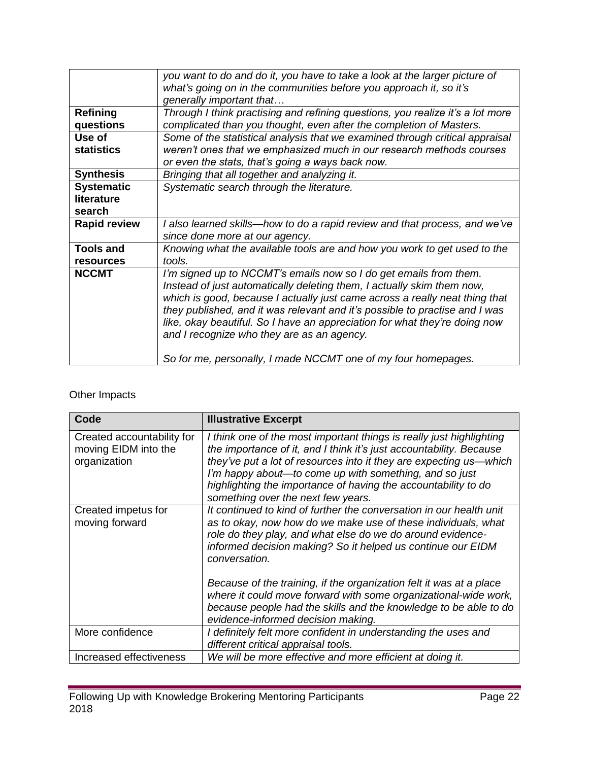| | |
|---|---|
| | *you want to do and do it, you have to take a look at the larger picture of what's going on in the communities before you approach it, so it's generally important that…* |
| **Refining questions** | *Through I think practising and refining questions, you realize it's a lot more complicated than you thought, even after the completion of Masters.* |
| **Use of statistics** | *Some of the statistical analysis that we examined through critical appraisal weren't ones that we emphasized much in our research methods courses or even the stats, that's going a ways back now.* |
| **Synthesis** | *Bringing that all together and analyzing it.* |
| **Systematic literature search** | *Systematic search through the literature.* |
| **Rapid review** | *I also learned skills—how to do a rapid review and that process, and we've since done more at our agency.* |
| **Tools and resources** | *Knowing what the available tools are and how you work to get used to the tools.* |
| **NCCMT** | *I'm signed up to NCCMT's emails now so I do get emails from them. Instead of just automatically deleting them, I actually skim them now, which is good, because I actually just came across a really neat thing that they published, and it was relevant and it's possible to practise and I was like, okay beautiful. So I have an appreciation for what they're doing now and I recognize who they are as an agency.*<br><br>*So for me, personally, I made NCCMT one of my four homepages.* |

Other Impacts

| Code | Illustrative Excerpt |
|---|---|
| Created accountability for moving EIDM into the organization | *I think one of the most important things is really just highlighting the importance of it, and I think it's just accountability. Because they've put a lot of resources into it they are expecting us—which I'm happy about—to come up with something, and so just highlighting the importance of having the accountability to do something over the next few years.* |
| Created impetus for moving forward | *It continued to kind of further the conversation in our health unit as to okay, now how do we make use of these individuals, what role do they play, and what else do we do around evidence-informed decision making? So it helped us continue our EIDM conversation.*<br><br>*Because of the training, if the organization felt it was at a place where it could move forward with some organizational-wide work, because people had the skills and the knowledge to be able to do evidence-informed decision making.* |
| More confidence | *I definitely felt more confident in understanding the uses and different critical appraisal tools.* |
| Increased effectiveness | *We will be more effective and more efficient at doing it.* |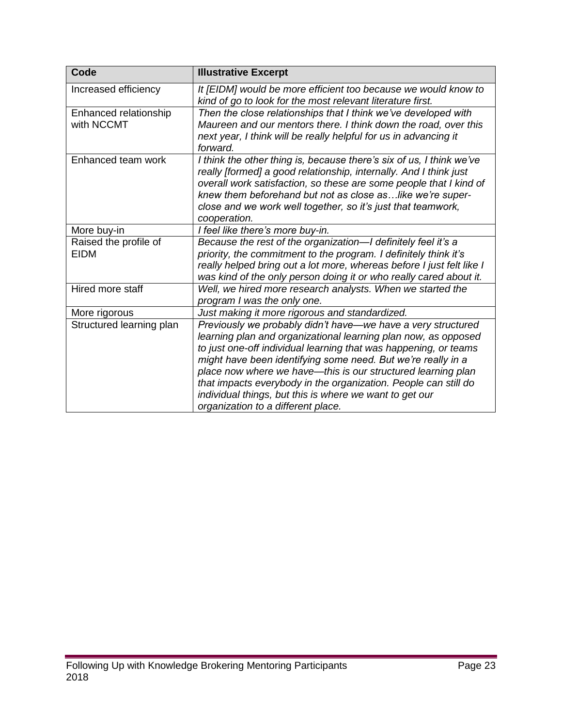| Code | Illustrative Excerpt |
|---|---|
| Increased efficiency | *It [EIDM] would be more efficient too because we would know to kind of go to look for the most relevant literature first.* |
| Enhanced relationship with NCCMT | *Then the close relationships that I think we've developed with Maureen and our mentors there. I think down the road, over this next year, I think will be really helpful for us in advancing it forward.* |
| Enhanced team work | *I think the other thing is, because there's six of us, I think we've really [formed] a good relationship, internally. And I think just overall work satisfaction, so these are some people that I kind of knew them beforehand but not as close as…like we're super-close and we work well together, so it's just that teamwork, cooperation.* |
| More buy-in | *I feel like there's more buy-in.* |
| Raised the profile of EIDM | *Because the rest of the organization—I definitely feel it's a priority, the commitment to the program. I definitely think it's really helped bring out a lot more, whereas before I just felt like I was kind of the only person doing it or who really cared about it.* |
| Hired more staff | *Well, we hired more research analysts. When we started the program I was the only one.* |
| More rigorous | *Just making it more rigorous and standardized.* |
| Structured learning plan | *Previously we probably didn't have—we have a very structured learning plan and organizational learning plan now, as opposed to just one-off individual learning that was happening, or teams might have been identifying some need. But we're really in a place now where we have—this is our structured learning plan that impacts everybody in the organization. People can still do individual things, but this is where we want to get our organization to a different place.* |